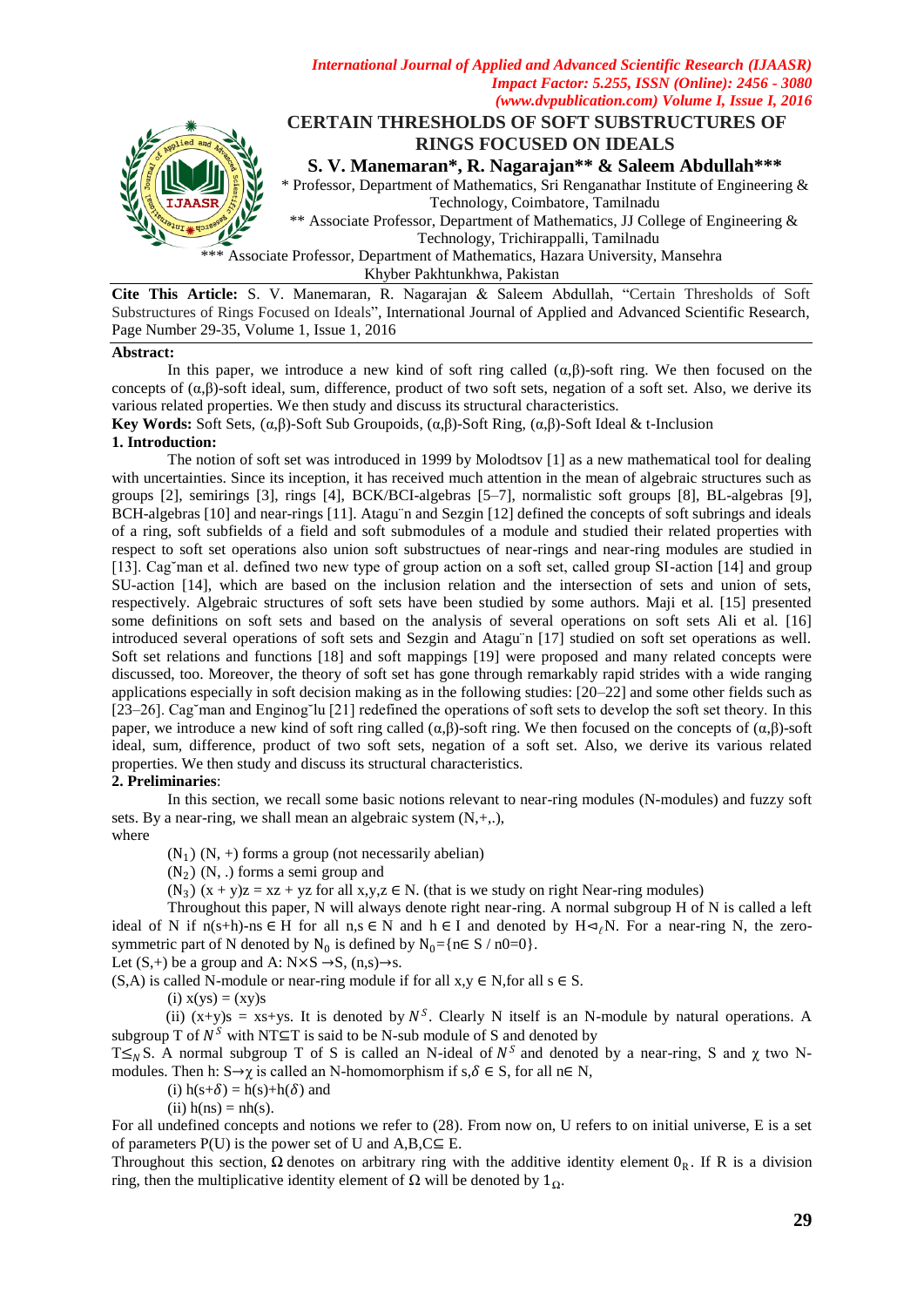# CERTAIN THRESHOLDS OF SOFT SUBSTRUCTURES OF RINGS FOCUSED ON IDEALS

**S. V. Manemaran\*, R. Nagarajan\*\* & Saleem Abdullah\*\*\***

\* Professor, Department of Mathematics, Sri Renganathar Institute of Engineering & Technology, Coimbatore, Tamilnadu

\*\* Associate Professor, Department of Mathematics, JJ College of Engineering & Technology, Trichirappalli, Tamilnadu

\*\*\* Associate Professor, Department of Mathematics, Hazara University, Mansehra Khyber Pakhtunkhwa, Pakistan

**Cite This Article:** S. V. Manemaran, R. Nagarajan & Saleem Abdullah, "Certain Thresholds of Soft Substructures of Rings Focused on Ideals", International Journal of Applied and Advanced Scientific Research, Page Number 29-35, Volume 1, Issue 1, 2016

**Abstract:**

In this paper, we introduce a new kind of soft ring called (α,β)-soft ring. We then focused on the concepts of (α,β)-soft ideal, sum, difference, product of two soft sets, negation of a soft set. Also, we derive its various related properties. We then study and discuss its structural characteristics.

**Key Words:** Soft Sets, (α,β)-Soft Sub Groupoids, (α,β)-Soft Ring, (α,β)-Soft Ideal & t-Inclusion

## 1. Introduction:

The notion of soft set was introduced in 1999 by Molodtsov [1] as a new mathematical tool for dealing with uncertainties. Since its inception, it has received much attention in the mean of algebraic structures such as groups [2], semirings [3], rings [4], BCK/BCI-algebras [5–7], normalistic soft groups [8], BL-algebras [9], BCH-algebras [10] and near-rings [11]. Atagu¨n and Sezgin [12] defined the concepts of soft subrings and ideals of a ring, soft subfields of a field and soft submodules of a module and studied their related properties with respect to soft set operations also union soft substructues of near-rings and near-ring modules are studied in [13]. Cag˘man et al. defined two new type of group action on a soft set, called group SI-action [14] and group SU-action [14], which are based on the inclusion relation and the intersection of sets and union of sets, respectively. Algebraic structures of soft sets have been studied by some authors. Maji et al. [15] presented some definitions on soft sets and based on the analysis of several operations on soft sets Ali et al. [16] introduced several operations of soft sets and Sezgin and Atagu¨n [17] studied on soft set operations as well. Soft set relations and functions [18] and soft mappings [19] were proposed and many related concepts were discussed, too. Moreover, the theory of soft set has gone through remarkably rapid strides with a wide ranging applications especially in soft decision making as in the following studies: [20–22] and some other fields such as [23–26]. Cag˘man and Enginog˘lu [21] redefined the operations of soft sets to develop the soft set theory. In this paper, we introduce a new kind of soft ring called (α,β)-soft ring. We then focused on the concepts of (α,β)-soft ideal, sum, difference, product of two soft sets, negation of a soft set. Also, we derive its various related properties. We then study and discuss its structural characteristics.

## 2. Preliminaries:

In this section, we recall some basic notions relevant to near-ring modules (N-modules) and fuzzy soft sets. By a near-ring, we shall mean an algebraic system (N,+,.), where

($N_1$) (N, +) forms a group (not necessarily abelian)

($N_2$) (N, .) forms a semi group and

($N_3$) $(x + y)z = xz + yz$ for all $x,y,z \in N$. (that is we study on right Near-ring modules)

Throughout this paper, N will always denote right near-ring. A normal subgroup H of N is called a left ideal of N if $n(s+h)-ns \in H$ for all $n,s \in N$ and $h \in I$ and denoted by $H \lhd_\ell N$. For a near-ring N, the zero-symmetric part of N denoted by $N_0$ is defined by $N_0=\{n \in S \ / \ n0=0\}$.

Let (S,+) be a group and $A: N\times S \rightarrow S$, $(n,s)\rightarrow s$.

(S,A) is called N-module or near-ring module if for all $x,y \in N$, for all $s \in S$.

(i) $x(ys) = (xy)s$

(ii) $(x+y)s = xs+ys$. It is denoted by $N^S$. Clearly N itself is an N-module by natural operations. A subgroup T of $N^S$ with $NT \sqsubseteq T$ is said to be N-sub module of S and denoted by $T \leq_N S$. A normal subgroup T of S is called an N-ideal of $N^S$ and denoted by a near-ring, S and χ two N-modules. Then h: $S\rightarrow \chi$ is called an N-homomorphism if $s,\delta \in S$, for all $n \in N$,

(i) $h(s+\delta) = h(s)+h(\delta)$ and

(ii) $h(ns) = nh(s)$.

For all undefined concepts and notions we refer to (28). From now on, U refers to on initial universe, E is a set of parameters P(U) is the power set of U and $A,B,C \subseteq E$.

Throughout this section, Ω denotes on arbitrary ring with the additive identity element $0_R$. If R is a division ring, then the multiplicative identity element of Ω will be denoted by $1_\Omega$.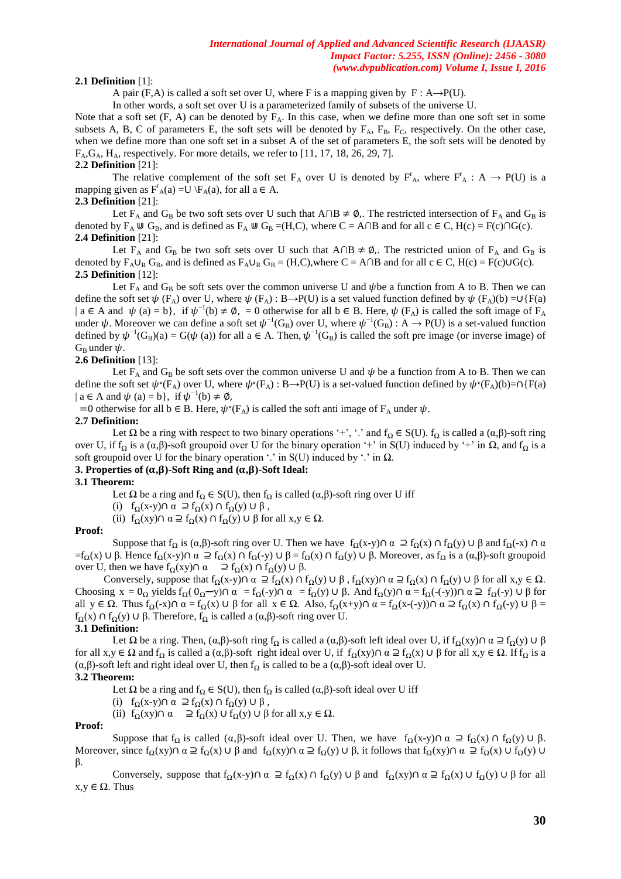**2.1 Definition** [1]:

A pair (F,A) is called a soft set over U, where F is a mapping given by $F : A \rightarrow P(U)$.

In other words, a soft set over U is a parameterized family of subsets of the universe U.

Note that a soft set (F, A) can be denoted by $F_A$. In this case, when we define more than one soft set in some subsets A, B, C of parameters E, the soft sets will be denoted by $F_A$, $F_B$, $F_C$, respectively. On the other case, when we define more than one soft set in a subset A of the set of parameters E, the soft sets will be denoted by $F_A$, $G_A$, $H_A$, respectively. For more details, we refer to [11, 17, 18, 26, 29, 7].

**2.2 Definition** [21]:

The relative complement of the soft set $F_A$ over U is denoted by $F^r_A$, where $F^r_A : A \rightarrow P(U)$ is a mapping given as $F^r_A(a) = U \setminus F_A(a)$, for all $a \in A$.

**2.3 Definition** [21]:

Let $F_A$ and $G_B$ be two soft sets over U such that $A \cap B \neq \emptyset$,. The restricted intersection of $F_A$ and $G_B$ is denoted by $F_A \Cap G_B$, and is defined as $F_A \Cap G_B = (H,C)$, where $C = A \cap B$ and for all $c \in C$, $H(c) = F(c) \cap G(c)$.

**2.4 Definition** [21]:

Let $F_A$ and $G_B$ be two soft sets over U such that $A \cap B \neq \emptyset$,. The restricted union of $F_A$ and $G_B$ is denoted by $F_A \cup_R G_B$, and is defined as $F_A \cup_R G_B = (H,C)$, where $C = A \cap B$ and for all $c \in C$, $H(c) = F(c) \cup G(c)$.

**2.5 Definition** [12]:

Let $F_A$ and $G_B$ be soft sets over the common universe U and $\psi$ be a function from A to B. Then we can define the soft set $\psi(F_A)$ over U, where $\psi(F_A) : B \rightarrow P(U)$ is a set valued function defined by $\psi(F_A)(b) = \cup\{F(a) \mid a \in A \text{ and } \psi(a) = b\}$, if $\psi^{-1}(b) \neq \emptyset$, $= 0$ otherwise for all $b \in B$. Here, $\psi(F_A)$ is called the soft image of $F_A$ under $\psi$. Moreover we can define a soft set $\psi^{-1}(G_B)$ over U, where $\psi^{-1}(G_B) : A \rightarrow P(U)$ is a set-valued function defined by $\psi^{-1}(G_B)(a) = G(\psi(a))$ for all $a \in A$. Then, $\psi^{-1}(G_B)$ is called the soft pre image (or inverse image) of $G_B$ under $\psi$.

**2.6 Definition** [13]:

Let $F_A$ and $G_B$ be soft sets over the common universe U and $\psi$ be a function from A to B. Then we can define the soft set $\psi^\star(F_A)$ over U, where $\psi^\star(F_A) : B \rightarrow P(U)$ is a set-valued function defined by $\psi^\star(F_A)(b) = \cap\{F(a) \mid a \in A \text{ and } \psi(a) = b\}$, if $\psi^{-1}(b) \neq \emptyset$,

$= 0$ otherwise for all $b \in B$. Here, $\psi^\star(F_A)$ is called the soft anti image of $F_A$ under $\psi$.

**2.7 Definition:**

Let $\Omega$ be a ring with respect to two binary operations '+', '.' and $f_\Omega \in S(U)$. $f_\Omega$ is called a $(\alpha,\beta)$-soft ring over U, if $f_\Omega$ is a $(\alpha,\beta)$-soft groupoid over U for the binary operation '+' in S(U) induced by '+' in $\Omega$, and $f_\Omega$ is a soft groupoid over U for the binary operation '.' in S(U) induced by '.' in $\Omega$.

**3. Properties of $(\alpha,\beta)$-Soft Ring and $(\alpha,\beta)$-Soft Ideal:**

**3.1 Theorem:**

Let $\Omega$ be a ring and $f_\Omega \in S(U)$, then $f_\Omega$ is called $(\alpha,\beta)$-soft ring over U iff

(i) $f_\Omega(x\text{-}y) \cap \alpha \supseteq f_\Omega(x) \cap f_\Omega(y) \cup \beta$,

(ii) $f_\Omega(xy) \cap \alpha \supseteq f_\Omega(x) \cap f_\Omega(y) \cup \beta$ for all $x,y \in \Omega$.

**Proof:**

Suppose that $f_\Omega$ is $(\alpha,\beta)$-soft ring over U. Then we have $f_\Omega(x\text{-}y) \cap \alpha \supseteq f_\Omega(x) \cap f_\Omega(y) \cup \beta$ and $f_\Omega(-x) \cap \alpha = f_\Omega(x) \cup \beta$. Hence $f_\Omega(x\text{-}y) \cap \alpha \supseteq f_\Omega(x) \cap f_\Omega(-y) \cup \beta = f_\Omega(x) \cap f_\Omega(y) \cup \beta$. Moreover, as $f_\Omega$ is a $(\alpha,\beta)$-soft groupoid over U, then we have $f_\Omega(xy) \cap \alpha \supseteq f_\Omega(x) \cap f_\Omega(y) \cup \beta$.

Conversely, suppose that $f_\Omega(x\text{-}y) \cap \alpha \supseteq f_\Omega(x) \cap f_\Omega(y) \cup \beta$, $f_\Omega(xy) \cap \alpha \supseteq f_\Omega(x) \cap f_\Omega(y) \cup \beta$ for all $x,y \in \Omega$. Choosing $x = 0_\Omega$ yields $f_\Omega(0_\Omega - y) \cap \alpha = f_\Omega(-y) \cap \alpha = f_\Omega(y) \cup \beta$. And $f_\Omega(y) \cap \alpha = f_\Omega(-(-y)) \cap \alpha \supseteq f_\Omega(-y) \cup \beta$ for all $y \in \Omega$. Thus $f_\Omega(-x) \cap \alpha = f_\Omega(x) \cup \beta$ for all $x \in \Omega$. Also, $f_\Omega(x+y) \cap \alpha = f_\Omega(x\text{-}(-y)) \cap \alpha \supseteq f_\Omega(x) \cap f_\Omega(-y) \cup \beta = f_\Omega(x) \cap f_\Omega(y) \cup \beta$. Therefore, $f_\Omega$ is called a $(\alpha,\beta)$-soft ring over U.

**3.1 Definition:**

Let $\Omega$ be a ring. Then, $(\alpha,\beta)$-soft ring $f_\Omega$ is called a $(\alpha,\beta)$-soft left ideal over U, if $f_\Omega(xy) \cap \alpha \supseteq f_\Omega(y) \cup \beta$ for all $x,y \in \Omega$ and $f_\Omega$ is called a $(\alpha,\beta)$-soft right ideal over U, if $f_\Omega(xy) \cap \alpha \supseteq f_\Omega(x) \cup \beta$ for all $x,y \in \Omega$. If $f_\Omega$ is a $(\alpha,\beta)$-soft left and right ideal over U, then $f_\Omega$ is called to be a $(\alpha,\beta)$-soft ideal over U.

**3.2 Theorem:**

Let $\Omega$ be a ring and $f_\Omega \in S(U)$, then $f_\Omega$ is called $(\alpha,\beta)$-soft ideal over U iff

(i) $f_\Omega(x\text{-}y) \cap \alpha \supseteq f_\Omega(x) \cap f_\Omega(y) \cup \beta$,

(ii) $f_\Omega(xy) \cap \alpha \supseteq f_\Omega(x) \cup f_\Omega(y) \cup \beta$ for all $x,y \in \Omega$.

**Proof:**

Suppose that $f_\Omega$ is called $(\alpha,\beta)$-soft ideal over U. Then, we have $f_\Omega(x\text{-}y) \cap \alpha \supseteq f_\Omega(x) \cap f_\Omega(y) \cup \beta$. Moreover, since $f_\Omega(xy) \cap \alpha \supseteq f_\Omega(x) \cup \beta$ and $f_\Omega(xy) \cap \alpha \supseteq f_\Omega(y) \cup \beta$, it follows that $f_\Omega(xy) \cap \alpha \supseteq f_\Omega(x) \cup f_\Omega(y) \cup \beta$.

Conversely, suppose that $f_\Omega(x\text{-}y) \cap \alpha \supseteq f_\Omega(x) \cap f_\Omega(y) \cup \beta$ and $f_\Omega(xy) \cap \alpha \supseteq f_\Omega(x) \cup f_\Omega(y) \cup \beta$ for all $x,y \in \Omega$. Thus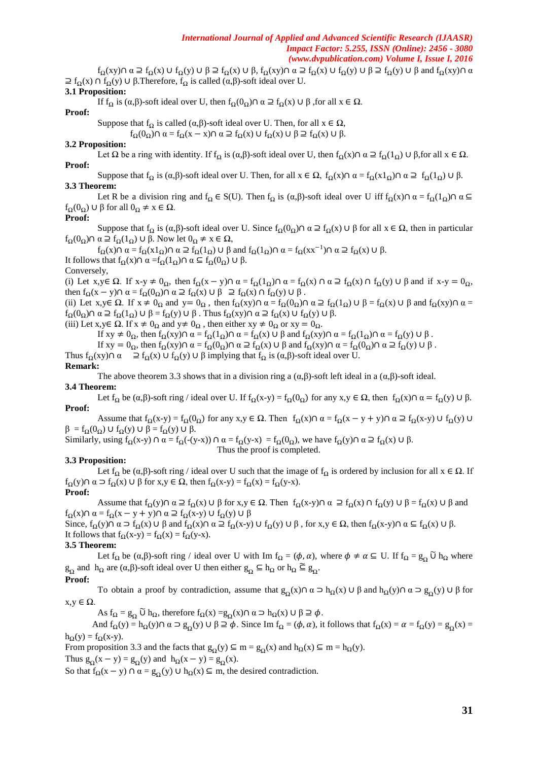$f_\Omega(xy) \cap \alpha \supseteq f_\Omega(x) \cup f_\Omega(y) \cup \beta \supseteq f_\Omega(x) \cup \beta$, $f_\Omega(xy) \cap \alpha \supseteq f_\Omega(x) \cup f_\Omega(y) \cup \beta \supseteq f_\Omega(y) \cup \beta$ and $f_\Omega(xy) \cap \alpha \supseteq f_\Omega(x) \cap f_\Omega(y) \cup \beta$. Therefore, $f_\Omega$ is called $(\alpha,\beta)$-soft ideal over U.

**3.1 Proposition:**

If $f_\Omega$ is $(\alpha,\beta)$-soft ideal over U, then $f_\Omega(0_\Omega) \cap \alpha \supseteq f_\Omega(x) \cup \beta$, for all $x \in \Omega$.

**Proof:**

Suppose that $f_\Omega$ is called $(\alpha,\beta)$-soft ideal over U. Then, for all $x \in \Omega$,

$$f_\Omega(0_\Omega) \cap \alpha = f_\Omega(x - x) \cap \alpha \supseteq f_\Omega(x) \cup f_\Omega(x) \cup \beta \supseteq f_\Omega(x) \cup \beta.$$

**3.2 Proposition:**

Let $\Omega$ be a ring with identity. If $f_\Omega$ is $(\alpha,\beta)$-soft ideal over U, then $f_\Omega(x) \cap \alpha \supseteq f_\Omega(1_\Omega) \cup \beta$, for all $x \in \Omega$.

**Proof:**

Suppose that $f_\Omega$ is $(\alpha,\beta)$-soft ideal over U. Then, for all $x \in \Omega$, $f_\Omega(x) \cap \alpha = f_\Omega(x1_\Omega) \cap \alpha \supseteq f_\Omega(1_\Omega) \cup \beta$.

**3.3 Theorem:**

Let R be a division ring and $f_\Omega \in S(U)$. Then $f_\Omega$ is $(\alpha,\beta)$-soft ideal over U iff $f_\Omega(x) \cap \alpha = f_\Omega(1_\Omega) \cap \alpha \subseteq f_\Omega(0_\Omega) \cup \beta$ for all $0_\Omega \neq x \in \Omega$.

**Proof:**

Suppose that $f_\Omega$ is $(\alpha,\beta)$-soft ideal over U. Since $f_\Omega(0_\Omega) \cap \alpha \supseteq f_\Omega(x) \cup \beta$ for all $x \in \Omega$, then in particular $f_\Omega(0_\Omega) \cap \alpha \supseteq f_\Omega(1_\Omega) \cup \beta$. Now let $0_\Omega \neq x \in \Omega$,

$f_\Omega(x) \cap \alpha = f_\Omega(x1_\Omega) \cap \alpha \supseteq f_\Omega(1_\Omega) \cup \beta$ and $f_\Omega(1_\Omega) \cap \alpha = f_\Omega(xx^{-1}) \cap \alpha \supseteq f_\Omega(x) \cup \beta$.

It follows that $f_\Omega(x) \cap \alpha = f_\Omega(1_\Omega) \cap \alpha \subseteq f_\Omega(0_\Omega) \cup \beta$.

Conversely,

(i) Let $x,y \in \Omega$. If $x\text{-}y \neq 0_\Omega$, then $f_\Omega(x - y) \cap \alpha = f_\Omega(1_\Omega) \cap \alpha = f_\Omega(x) \cap \alpha \supseteq f_\Omega(x) \cap f_\Omega(y) \cup \beta$ and if $x\text{-}y = 0_\Omega$, then $f_\Omega(x - y) \cap \alpha = f_\Omega(0_\Omega) \cap \alpha \supseteq f_\Omega(x) \cup \beta \supseteq f_\Omega(x) \cap f_\Omega(y) \cup \beta$.

(ii) Let $x,y \in \Omega$. If $x \neq 0_\Omega$ and $y = 0_\Omega$, then $f_\Omega(xy) \cap \alpha = f_\Omega(0_\Omega) \cap \alpha \supseteq f_\Omega(1_\Omega) \cup \beta = f_\Omega(x) \cup \beta$ and $f_\Omega(xy) \cap \alpha = f_\Omega(0_\Omega) \cap \alpha \supseteq f_\Omega(1_\Omega) \cup \beta = f_\Omega(y) \cup \beta$. Thus $f_\Omega(xy) \cap \alpha \supseteq f_\Omega(x) \cup f_\Omega(y) \cup \beta$.

(iii) Let $x,y \in \Omega$. If $x \neq 0_\Omega$ and $y \neq 0_\Omega$, then either $xy \neq 0_\Omega$ or $xy = 0_\Omega$.

If $xy \neq 0_\Omega$, then $f_\Omega(xy) \cap \alpha = f_\Omega(1_\Omega) \cap \alpha = f_\Omega(x) \cup \beta$ and $f_\Omega(xy) \cap \alpha = f_\Omega(1_\Omega) \cap \alpha = f_\Omega(y) \cup \beta$.

If $xy = 0_\Omega$, then $f_\Omega(xy) \cap \alpha = f_\Omega(0_\Omega) \cap \alpha \supseteq f_\Omega(x) \cup \beta$ and $f_\Omega(xy) \cap \alpha = f_\Omega(0_\Omega) \cap \alpha \supseteq f_\Omega(y) \cup \beta$.

Thus $f_\Omega(xy) \cap \alpha \supseteq f_\Omega(x) \cup f_\Omega(y) \cup \beta$ implying that $f_\Omega$ is $(\alpha,\beta)$-soft ideal over U.

**Remark:**

The above theorem 3.3 shows that in a division ring a $(\alpha,\beta)$-soft left ideal in a $(\alpha,\beta)$-soft ideal.

**3.4 Theorem:**

Let $f_\Omega$ be $(\alpha,\beta)$-soft ring / ideal over U. If $f_\Omega(x\text{-}y) = f_\Omega(0_\Omega)$ for any $x,y \in \Omega$, then $f_\Omega(x) \cap \alpha = f_\Omega(y) \cup \beta$.

**Proof:**

Assume that $f_\Omega(x\text{-}y) = f_\Omega(0_\Omega)$ for any $x,y \in \Omega$. Then $f_\Omega(x) \cap \alpha = f_\Omega(x - y + y) \cap \alpha \supseteq f_\Omega(x\text{-}y) \cup f_\Omega(y) \cup \beta = f_\Omega(0_\Omega) \cup f_\Omega(y) \cup \beta = f_\Omega(y) \cup \beta$.

Similarly, using $f_\Omega(x\text{-}y) \cap \alpha = f_\Omega(-(y\text{-}x)) \cap \alpha = f_\Omega(y\text{-}x) = f_\Omega(0_\Omega)$, we have $f_\Omega(y) \cap \alpha \supseteq f_\Omega(x) \cup \beta$.

Thus the proof is completed.

**3.3 Proposition:**

Let $f_\Omega$ be $(\alpha,\beta)$-soft ring / ideal over U such that the image of $f_\Omega$ is ordered by inclusion for all $x \in \Omega$. If $f_\Omega(y) \cap \alpha \supset f_\Omega(x) \cup \beta$ for $x,y \in \Omega$, then $f_\Omega(x\text{-}y) = f_\Omega(x) = f_\Omega(y\text{-}x)$.

**Proof:**

Assume that $f_\Omega(y) \cap \alpha \supseteq f_\Omega(x) \cup \beta$ for $x,y \in \Omega$. Then $f_\Omega(x\text{-}y) \cap \alpha \supseteq f_\Omega(x) \cap f_\Omega(y) \cup \beta = f_\Omega(x) \cup \beta$ and $f_\Omega(x) \cap \alpha = f_\Omega(x - y + y) \cap \alpha \supseteq f_\Omega(x\text{-}y) \cup f_\Omega(y) \cup \beta$

Since, $f_\Omega(y) \cap \alpha \supset f_\Omega(x) \cup \beta$ and $f_\Omega(x) \cap \alpha \supseteq f_\Omega(x\text{-}y) \cup f_\Omega(y) \cup \beta$, for $x,y \in \Omega$, then $f_\Omega(x\text{-}y) \cap \alpha \subseteq f_\Omega(x) \cup \beta$.

It follows that $f_\Omega(x\text{-}y) = f_\Omega(x) = f_\Omega(y\text{-}x)$.

**3.5 Theorem:**

Let $f_\Omega$ be $(\alpha,\beta)$-soft ring / ideal over U with Im $f_\Omega = (\phi, \alpha)$, where $\phi \neq \alpha \subseteq U$. If $f_\Omega = g_\Omega \,\tilde{\cup}\, h_\Omega$ where $g_\Omega$ and $h_\Omega$ are $(\alpha,\beta)$-soft ideal over U then either $g_\Omega \subseteq h_\Omega$ or $h_\Omega \,\tilde{\subseteq}\, g_\Omega$.

**Proof:**

To obtain a proof by contradiction, assume that $g_\Omega(x) \cap \alpha \supset h_\Omega(x) \cup \beta$ and $h_\Omega(y) \cap \alpha \supset g_\Omega(y) \cup \beta$ for $x,y \in \Omega$.

As $f_\Omega = g_\Omega \,\tilde{\cup}\, h_\Omega$, therefore $f_\Omega(x) = g_\Omega(x) \cap \alpha \supset h_\Omega(x) \cup \beta \supseteq \phi$.

And $f_\Omega(y) = h_\Omega(y) \cap \alpha \supset g_\Omega(y) \cup \beta \supseteq \phi$. Since Im $f_\Omega = (\phi, \alpha)$, it follows that $f_\Omega(x) = \alpha = f_\Omega(y) = g_\Omega(x) = h_\Omega(y) = f_\Omega(x\text{-}y)$.

From proposition 3.3 and the facts that $g_\Omega(y) \subseteq m = g_\Omega(x)$ and $h_\Omega(x) \subseteq m = h_\Omega(y)$.

Thus $g_\Omega(x - y) = g_\Omega(y)$ and $h_\Omega(x - y) = g_\Omega(x)$.

So that $f_\Omega(x - y) \cap \alpha = g_\Omega(y) \cup h_\Omega(x) \subseteq m$, the desired contradiction.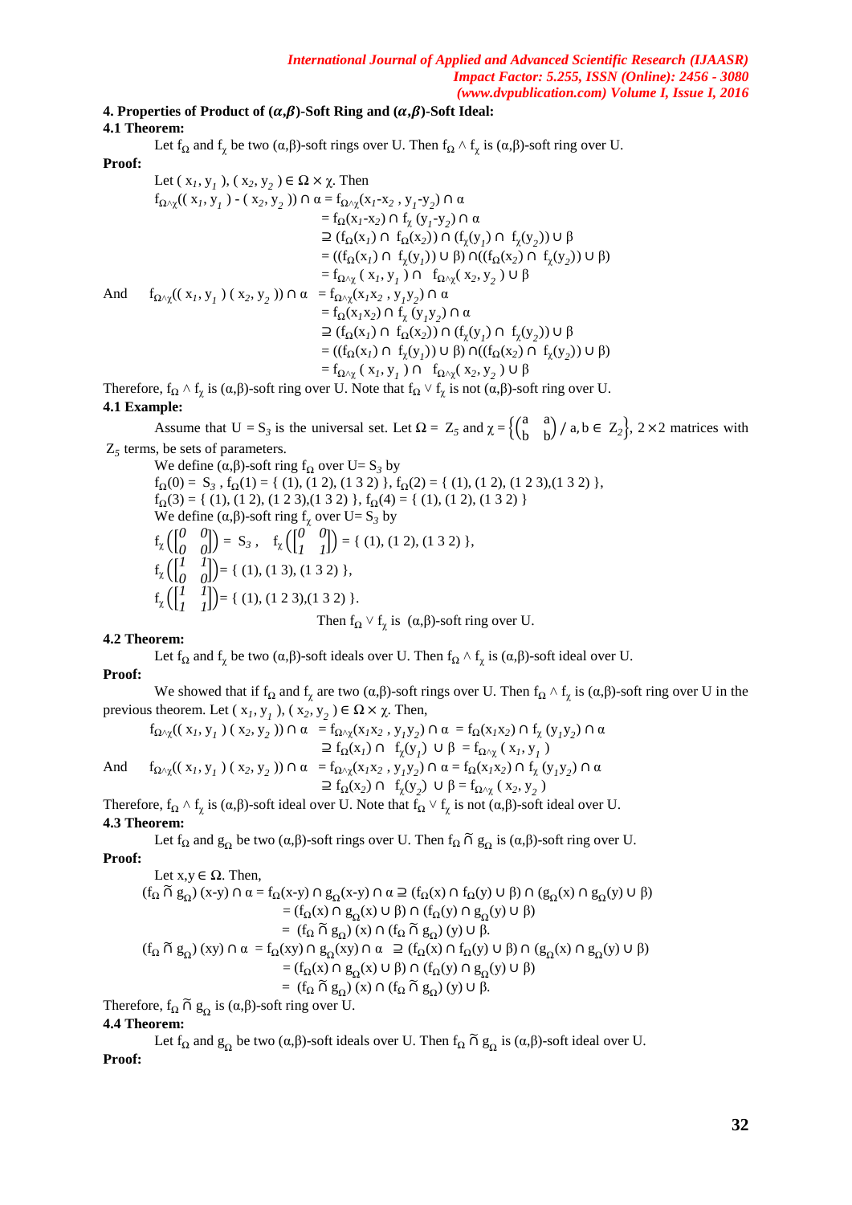## 4. Properties of Product of $(\alpha,\beta)$-Soft Ring and $(\alpha,\beta)$-Soft Ideal:

### 4.1 Theorem:

Let $f_\Omega$ and $f_\chi$ be two $(\alpha,\beta)$-soft rings over U. Then $f_\Omega \wedge f_\chi$ is $(\alpha,\beta)$-soft ring over U.

**Proof:**

Let $(x_1, y_1), (x_2, y_2) \in \Omega \times \chi$. Then

$$
\begin{aligned}
f_{\Omega\wedge\chi}((x_1, y_1) - (x_2, y_2)) \cap \alpha &= f_{\Omega\wedge\chi}(x_1-x_2 , y_1-y_2) \cap \alpha \\
&= f_\Omega(x_1-x_2) \cap f_\chi(y_1-y_2) \cap \alpha \\
&\supseteq (f_\Omega(x_1) \cap f_\Omega(x_2)) \cap (f_\chi(y_1) \cap f_\chi(y_2)) \cup \beta \\
&= ((f_\Omega(x_1) \cap f_\chi(y_1)) \cup \beta) \cap ((f_\Omega(x_2) \cap f_\chi(y_2)) \cup \beta) \\
&= f_{\Omega\wedge\chi}(x_1, y_1) \cap f_{\Omega\wedge\chi}(x_2, y_2) \cup \beta
\end{aligned}
$$

And

$$
\begin{aligned}
f_{\Omega\wedge\chi}((x_1, y_1)(x_2, y_2)) \cap \alpha &= f_{\Omega\wedge\chi}(x_1x_2 , y_1y_2) \cap \alpha \\
&= f_\Omega(x_1x_2) \cap f_\chi(y_1y_2) \cap \alpha \\
&\supseteq (f_\Omega(x_1) \cap f_\Omega(x_2)) \cap (f_\chi(y_1) \cap f_\chi(y_2)) \cup \beta \\
&= ((f_\Omega(x_1) \cap f_\chi(y_1)) \cup \beta) \cap ((f_\Omega(x_2) \cap f_\chi(y_2)) \cup \beta) \\
&= f_{\Omega\wedge\chi}(x_1, y_1) \cap f_{\Omega\wedge\chi}(x_2, y_2) \cup \beta
\end{aligned}
$$

Therefore, $f_\Omega \wedge f_\chi$ is $(\alpha,\beta)$-soft ring over U. Note that $f_\Omega \vee f_\chi$ is not $(\alpha,\beta)$-soft ring over U.

### 4.1 Example:

Assume that $U = S_3$ is the universal set. Let $\Omega = Z_5$ and $\chi = \left\{\begin{pmatrix} a & a \\ b & b \end{pmatrix} / a, b \in Z_2\right\}$, $2\times 2$ matrices with $Z_5$ terms, be sets of parameters.

We define $(\alpha,\beta)$-soft ring $f_\Omega$ over $U= S_3$ by

$f_\Omega(0) = S_3$, $f_\Omega(1) = \{ (1), (1\ 2), (1\ 3\ 2) \}$, $f_\Omega(2) = \{ (1), (1\ 2), (1\ 2\ 3),(1\ 3\ 2) \}$,
$f_\Omega(3) = \{ (1), (1\ 2), (1\ 2\ 3),(1\ 3\ 2) \}$, $f_\Omega(4) = \{ (1), (1\ 2), (1\ 3\ 2) \}$

We define $(\alpha,\beta)$-soft ring $f_\chi$ over $U= S_3$ by

$f_\chi\left(\begin{bmatrix} 0 & 0 \\ 0 & 0 \end{bmatrix}\right) = S_3$, $f_\chi\left(\begin{bmatrix} 0 & 0 \\ 1 & 1 \end{bmatrix}\right) = \{ (1), (1\ 2), (1\ 3\ 2) \}$,

$f_\chi\left(\begin{bmatrix} 1 & 1 \\ 0 & 0 \end{bmatrix}\right) = \{ (1), (1\ 3), (1\ 3\ 2) \}$,

$f_\chi\left(\begin{bmatrix} 1 & 1 \\ 1 & 1 \end{bmatrix}\right) = \{ (1), (1\ 2\ 3),(1\ 3\ 2) \}$.

Then $f_\Omega \vee f_\chi$ is $(\alpha,\beta)$-soft ring over U.

### 4.2 Theorem:

Let $f_\Omega$ and $f_\chi$ be two $(\alpha,\beta)$-soft ideals over U. Then $f_\Omega \wedge f_\chi$ is $(\alpha,\beta)$-soft ideal over U.

**Proof:**

We showed that if $f_\Omega$ and $f_\chi$ are two $(\alpha,\beta)$-soft rings over U. Then $f_\Omega \wedge f_\chi$ is $(\alpha,\beta)$-soft ring over U in the previous theorem. Let $(x_1, y_1), (x_2, y_2) \in \Omega \times \chi$. Then,

$$
\begin{aligned}
f_{\Omega\wedge\chi}((x_1, y_1)(x_2, y_2)) \cap \alpha &= f_{\Omega\wedge\chi}(x_1x_2 , y_1y_2) \cap \alpha = f_\Omega(x_1x_2) \cap f_\chi(y_1y_2) \cap \alpha \\
&\supseteq f_\Omega(x_1) \cap f_\chi(y_1) \cup \beta = f_{\Omega\wedge\chi}(x_1, y_1)
\end{aligned}
$$

And

$$
\begin{aligned}
f_{\Omega\wedge\chi}((x_1, y_1)(x_2, y_2)) \cap \alpha &= f_{\Omega\wedge\chi}(x_1x_2 , y_1y_2) \cap \alpha = f_\Omega(x_1x_2) \cap f_\chi(y_1y_2) \cap \alpha \\
&\supseteq f_\Omega(x_2) \cap f_\chi(y_2) \cup \beta = f_{\Omega\wedge\chi}(x_2, y_2)
\end{aligned}
$$

Therefore, $f_\Omega \wedge f_\chi$ is $(\alpha,\beta)$-soft ideal over U. Note that $f_\Omega \vee f_\chi$ is not $(\alpha,\beta)$-soft ideal over U.

### 4.3 Theorem:

Let $f_\Omega$ and $g_\Omega$ be two $(\alpha,\beta)$-soft rings over U. Then $f_\Omega \tilde{\cap}\, g_\Omega$ is $(\alpha,\beta)$-soft ring over U.

**Proof:**

Let $x,y \in \Omega$. Then,

$$
\begin{aligned}
(f_\Omega \tilde{\cap}\, g_\Omega)(x-y) \cap \alpha = f_\Omega(x-y) \cap g_\Omega(x-y) \cap \alpha &\supseteq (f_\Omega(x) \cap f_\Omega(y) \cup \beta) \cap (g_\Omega(x) \cap g_\Omega(y) \cup \beta) \\
&= (f_\Omega(x) \cap g_\Omega(x) \cup \beta) \cap (f_\Omega(y) \cap g_\Omega(y) \cup \beta) \\
&= (f_\Omega \tilde{\cap}\, g_\Omega)(x) \cap (f_\Omega \tilde{\cap}\, g_\Omega)(y) \cup \beta.
\end{aligned}
$$

$$
\begin{aligned}
(f_\Omega \tilde{\cap}\, g_\Omega)(xy) \cap \alpha = f_\Omega(xy) \cap g_\Omega(xy) \cap \alpha &\supseteq (f_\Omega(x) \cap f_\Omega(y) \cup \beta) \cap (g_\Omega(x) \cap g_\Omega(y) \cup \beta) \\
&= (f_\Omega(x) \cap g_\Omega(x) \cup \beta) \cap (f_\Omega(y) \cap g_\Omega(y) \cup \beta) \\
&= (f_\Omega \tilde{\cap}\, g_\Omega)(x) \cap (f_\Omega \tilde{\cap}\, g_\Omega)(y) \cup \beta.
\end{aligned}
$$

Therefore, $f_\Omega \tilde{\cap}\, g_\Omega$ is $(\alpha,\beta)$-soft ring over U.

### 4.4 Theorem:

Let $f_\Omega$ and $g_\Omega$ be two $(\alpha,\beta)$-soft ideals over U. Then $f_\Omega \tilde{\cap}\, g_\Omega$ is $(\alpha,\beta)$-soft ideal over U.

**Proof:**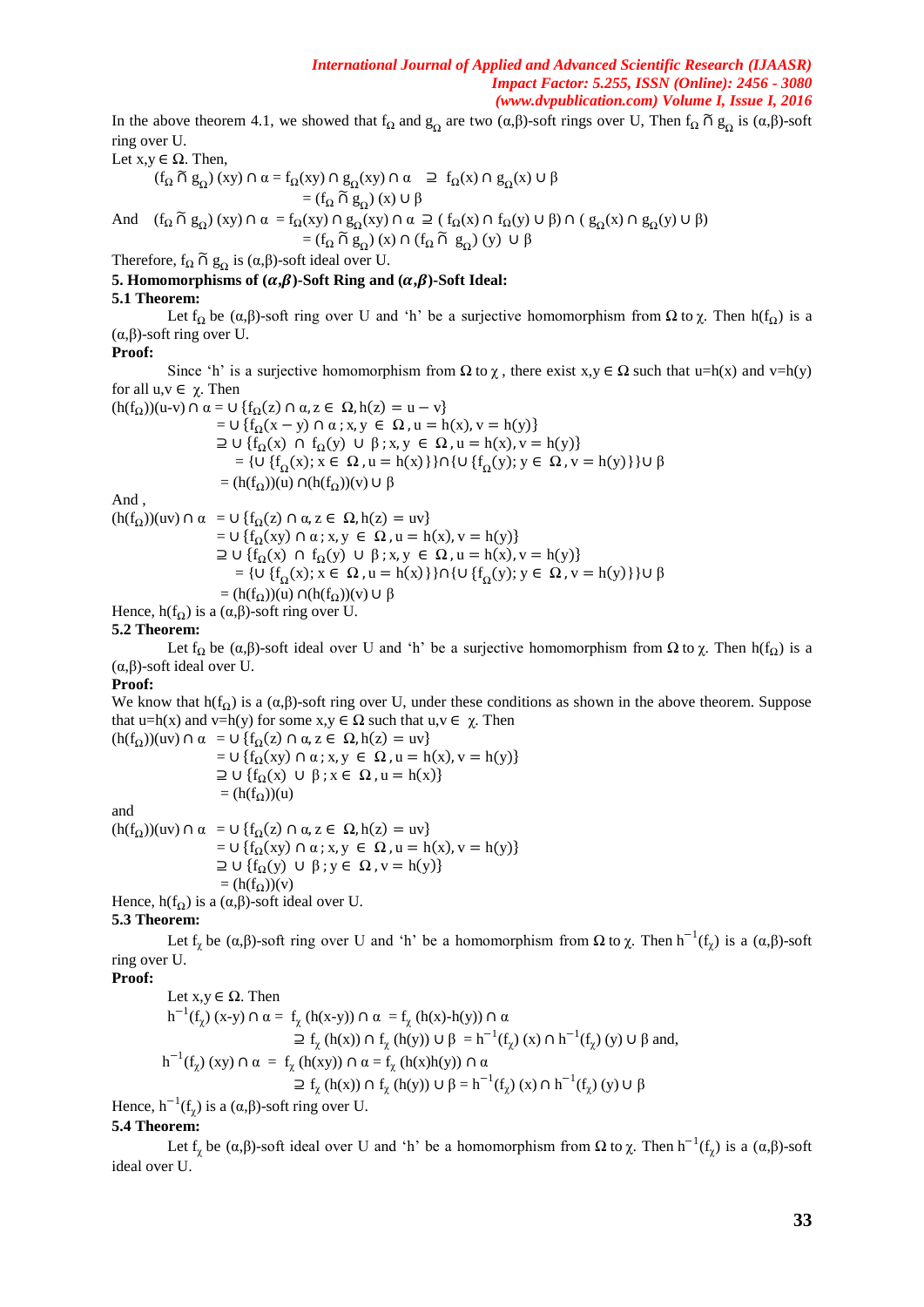In the above theorem 4.1, we showed that $f_\Omega$ and $g_\Omega$ are two $(\alpha,\beta)$-soft rings over U, Then $f_\Omega \tilde{\cap} g_\Omega$ is $(\alpha,\beta)$-soft ring over U.

Let $x,y \in \Omega$. Then,

$$(f_\Omega \tilde{\cap} g_\Omega)(xy) \cap \alpha = f_\Omega(xy) \cap g_\Omega(xy) \cap \alpha \supseteq f_\Omega(x) \cap g_\Omega(x) \cup \beta$$
$$= (f_\Omega \tilde{\cap} g_\Omega)(x) \cup \beta$$

And $$(f_\Omega \tilde{\cap} g_\Omega)(xy) \cap \alpha = f_\Omega(xy) \cap g_\Omega(xy) \cap \alpha \supseteq (f_\Omega(x) \cap f_\Omega(y) \cup \beta) \cap (g_\Omega(x) \cap g_\Omega(y) \cup \beta)$$
$$= (f_\Omega \tilde{\cap} g_\Omega)(x) \cap (f_\Omega \tilde{\cap} g_\Omega)(y) \cup \beta$$

Therefore, $f_\Omega \tilde{\cap} g_\Omega$ is $(\alpha,\beta)$-soft ideal over U.

## 5. Homomorphisms of $(\alpha,\beta)$-Soft Ring and $(\alpha,\beta)$-Soft Ideal:

### 5.1 Theorem:

Let $f_\Omega$ be $(\alpha,\beta)$-soft ring over U and 'h' be a surjective homomorphism from $\Omega$ to $\chi$. Then $h(f_\Omega)$ is a $(\alpha,\beta)$-soft ring over U.

**Proof:**

Since 'h' is a surjective homomorphism from $\Omega$ to $\chi$, there exist $x,y \in \Omega$ such that $u=h(x)$ and $v=h(y)$ for all $u,v \in \chi$. Then

$$\begin{aligned}(h(f_\Omega))(u-v) \cap \alpha &= \cup \{f_\Omega(z) \cap \alpha, z \in \Omega, h(z) = u - v\}\\
&= \cup \{f_\Omega(x-y) \cap \alpha ; x,y \in \Omega, u = h(x), v = h(y)\}\\
&\supseteq \cup \{f_\Omega(x) \cap f_\Omega(y) \cup \beta ; x,y \in \Omega, u = h(x), v = h(y)\}\\
&= \{\cup \{f_\Omega(x); x \in \Omega, u = h(x)\}\} \cap \{\cup \{f_\Omega(y); y \in \Omega, v = h(y)\}\} \cup \beta\\
&= (h(f_\Omega))(u) \cap (h(f_\Omega))(v) \cup \beta\end{aligned}$$

And ,

$$\begin{aligned}(h(f_\Omega))(uv) \cap \alpha &= \cup \{f_\Omega(z) \cap \alpha, z \in \Omega, h(z) = uv\}\\
&= \cup \{f_\Omega(xy) \cap \alpha ; x,y \in \Omega, u = h(x), v = h(y)\}\\
&\supseteq \cup \{f_\Omega(x) \cap f_\Omega(y) \cup \beta ; x,y \in \Omega, u = h(x), v = h(y)\}\\
&= \{\cup \{f_\Omega(x); x \in \Omega, u = h(x)\}\} \cap \{\cup \{f_\Omega(y); y \in \Omega, v = h(y)\}\} \cup \beta\\
&= (h(f_\Omega))(u) \cap (h(f_\Omega))(v) \cup \beta\end{aligned}$$

Hence, $h(f_\Omega)$ is a $(\alpha,\beta)$-soft ring over U.

### 5.2 Theorem:

Let $f_\Omega$ be $(\alpha,\beta)$-soft ideal over U and 'h' be a surjective homomorphism from $\Omega$ to $\chi$. Then $h(f_\Omega)$ is a $(\alpha,\beta)$-soft ideal over U.

**Proof:**

We know that $h(f_\Omega)$ is a $(\alpha,\beta)$-soft ring over U, under these conditions as shown in the above theorem. Suppose that $u=h(x)$ and $v=h(y)$ for some $x,y \in \Omega$ such that $u,v \in \chi$. Then

$$\begin{aligned}(h(f_\Omega))(uv) \cap \alpha &= \cup \{f_\Omega(z) \cap \alpha, z \in \Omega, h(z) = uv\}\\
&= \cup \{f_\Omega(xy) \cap \alpha ; x,y \in \Omega, u = h(x), v = h(y)\}\\
&\supseteq \cup \{f_\Omega(x) \cup \beta ; x \in \Omega, u = h(x)\}\\
&= (h(f_\Omega))(u)\end{aligned}$$

and

$$\begin{aligned}(h(f_\Omega))(uv) \cap \alpha &= \cup \{f_\Omega(z) \cap \alpha, z \in \Omega, h(z) = uv\}\\
&= \cup \{f_\Omega(xy) \cap \alpha ; x,y \in \Omega, u = h(x), v = h(y)\}\\
&\supseteq \cup \{f_\Omega(y) \cup \beta ; y \in \Omega, v = h(y)\}\\
&= (h(f_\Omega))(v)\end{aligned}$$

Hence, $h(f_\Omega)$ is a $(\alpha,\beta)$-soft ideal over U.

### 5.3 Theorem:

Let $f_\chi$ be $(\alpha,\beta)$-soft ring over U and 'h' be a homomorphism from $\Omega$ to $\chi$. Then $h^{-1}(f_\chi)$ is a $(\alpha,\beta)$-soft ring over U.

**Proof:**

Let $x,y \in \Omega$. Then

$$h^{-1}(f_\chi)(x-y) \cap \alpha = f_\chi(h(x-y)) \cap \alpha = f_\chi(h(x)-h(y)) \cap \alpha$$
$$\supseteq f_\chi(h(x)) \cap f_\chi(h(y)) \cup \beta = h^{-1}(f_\chi)(x) \cap h^{-1}(f_\chi)(y) \cup \beta \text{ and,}$$
$$h^{-1}(f_\chi)(xy) \cap \alpha = f_\chi(h(xy)) \cap \alpha = f_\chi(h(x)h(y)) \cap \alpha$$
$$\supseteq f_\chi(h(x)) \cap f_\chi(h(y)) \cup \beta = h^{-1}(f_\chi)(x) \cap h^{-1}(f_\chi)(y) \cup \beta$$

Hence, $h^{-1}(f_\chi)$ is a $(\alpha,\beta)$-soft ring over U.

### 5.4 Theorem:

Let $f_\chi$ be $(\alpha,\beta)$-soft ideal over U and 'h' be a homomorphism from $\Omega$ to $\chi$. Then $h^{-1}(f_\chi)$ is a $(\alpha,\beta)$-soft ideal over U.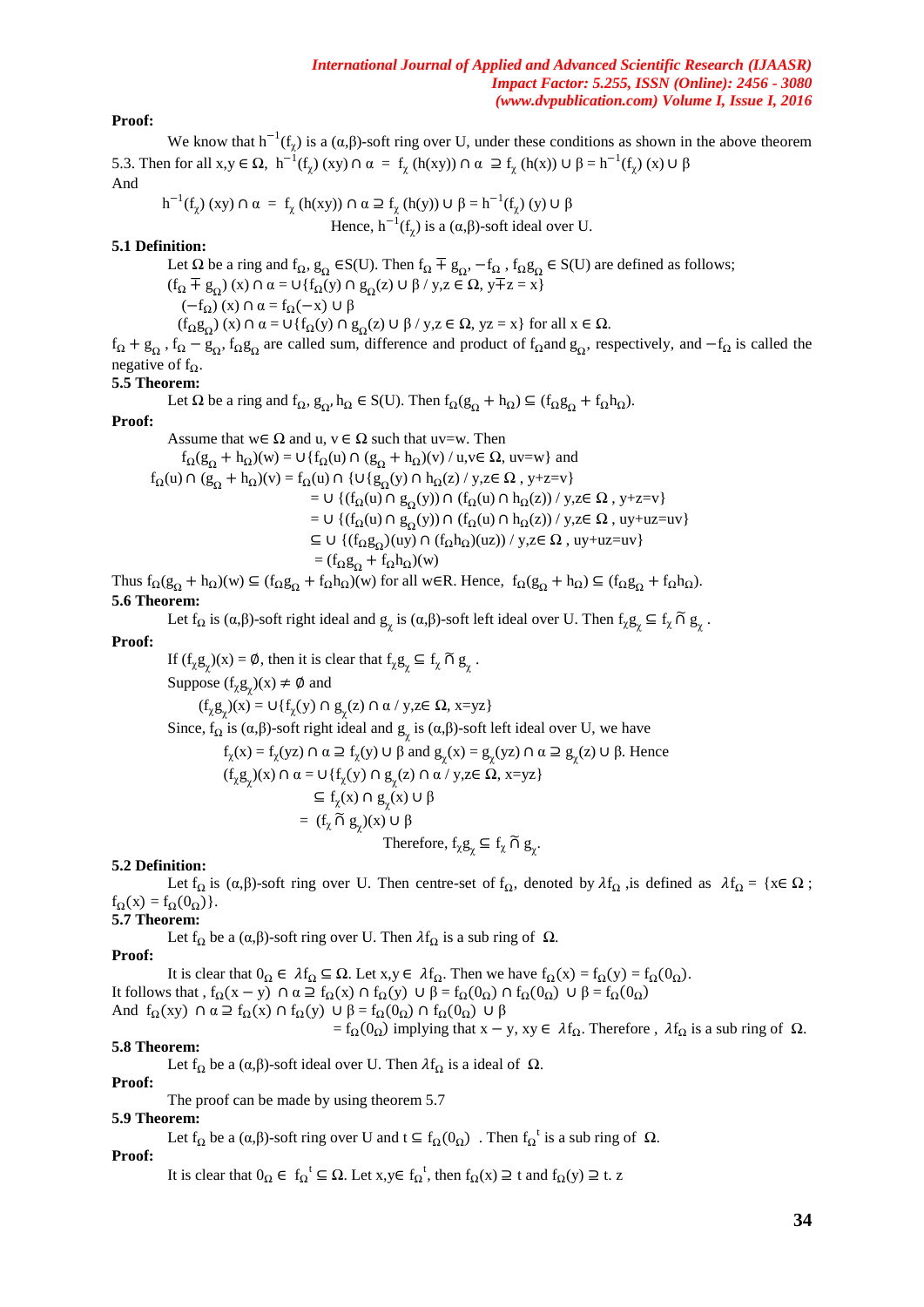**Proof:**

We know that $h^{-1}(f_\chi)$ is a $(\alpha,\beta)$-soft ring over U, under these conditions as shown in the above theorem 5.3. Then for all $x,y \in \Omega$, $h^{-1}(f_\chi)(xy) \cap \alpha = f_\chi(h(xy)) \cap \alpha \supseteq f_\chi(h(x)) \cup \beta = h^{-1}(f_\chi)(x) \cup \beta$

And

$$h^{-1}(f_\chi)(xy) \cap \alpha = f_\chi(h(xy)) \cap \alpha \supseteq f_\chi(h(y)) \cup \beta = h^{-1}(f_\chi)(y) \cup \beta$$

Hence, $h^{-1}(f_\chi)$ is a $(\alpha,\beta)$-soft ideal over U.

**5.1 Definition:**

Let $\Omega$ be a ring and $f_\Omega, g_\Omega \in S(U)$. Then $f_\Omega \mp g_\Omega, -f_\Omega, f_\Omega g_\Omega \in S(U)$ are defined as follows;

$(f_\Omega \mp g_\Omega)(x) \cap \alpha = \cup\{f_\Omega(y) \cap g_\Omega(z) \cup \beta \,/\, y,z \in \Omega, y \mp z = x\}$

$(-f_\Omega)(x) \cap \alpha = f_\Omega(-x) \cup \beta$

$(f_\Omega g_\Omega)(x) \cap \alpha = \cup\{f_\Omega(y) \cap g_\Omega(z) \cup \beta \,/\, y,z \in \Omega, yz = x\}$ for all $x \in \Omega$.

$f_\Omega + g_\Omega$, $f_\Omega - g_\Omega$, $f_\Omega g_\Omega$ are called sum, difference and product of $f_\Omega$ and $g_\Omega$, respectively, and $-f_\Omega$ is called the negative of $f_\Omega$.

**5.5 Theorem:**

Let $\Omega$ be a ring and $f_\Omega, g_\Omega, h_\Omega \in S(U)$. Then $f_\Omega(g_\Omega + h_\Omega) \subseteq (f_\Omega g_\Omega + f_\Omega h_\Omega)$.

**Proof:**

Assume that $w \in \Omega$ and $u, v \in \Omega$ such that $uv=w$. Then

$f_\Omega(g_\Omega + h_\Omega)(w) = \cup\{f_\Omega(u) \cap (g_\Omega + h_\Omega)(v) \,/\, u,v \in \Omega, uv=w\}$ and

$$\begin{aligned}
f_\Omega(u) \cap (g_\Omega + h_\Omega)(v) &= f_\Omega(u) \cap \{\cup\{g_\Omega(y) \cap h_\Omega(z) \,/\, y,z \in \Omega, y+z=v\} \\
&= \cup\{(f_\Omega(u) \cap g_\Omega(y)) \cap (f_\Omega(u) \cap h_\Omega(z)) \,/\, y,z \in \Omega, y+z=v\} \\
&= \cup\{(f_\Omega(u) \cap g_\Omega(y)) \cap (f_\Omega(u) \cap h_\Omega(z)) \,/\, y,z \in \Omega, uy+uz=uv\} \\
&\subseteq \cup\{(f_\Omega g_\Omega)(uy) \cap (f_\Omega h_\Omega)(uz)) \,/\, y,z \in \Omega, uy+uz=uv\} \\
&= (f_\Omega g_\Omega + f_\Omega h_\Omega)(w)
\end{aligned}$$

Thus $f_\Omega(g_\Omega + h_\Omega)(w) \subseteq (f_\Omega g_\Omega + f_\Omega h_\Omega)(w)$ for all $w \in R$. Hence, $f_\Omega(g_\Omega + h_\Omega) \subseteq (f_\Omega g_\Omega + f_\Omega h_\Omega)$.

**5.6 Theorem:**

Let $f_\Omega$ is $(\alpha,\beta)$-soft right ideal and $g_\chi$ is $(\alpha,\beta)$-soft left ideal over U. Then $f_\chi g_\chi \subseteq f_\chi \tilde{\cap}\, g_\chi$.

**Proof:**

If $(f_\chi g_\chi)(x) = \emptyset$, then it is clear that $f_\chi g_\chi \subseteq f_\chi \tilde{\cap}\, g_\chi$.

Suppose $(f_\chi g_\chi)(x) \neq \emptyset$ and

$(f_\chi g_\chi)(x) = \cup\{f_\chi(y) \cap g_\chi(z) \cap \alpha \,/\, y,z \in \Omega, x=yz\}$

Since, $f_\Omega$ is $(\alpha,\beta)$-soft right ideal and $g_\chi$ is $(\alpha,\beta)$-soft left ideal over U, we have

$f_\chi(x) = f_\chi(yz) \cap \alpha \supseteq f_\chi(y) \cup \beta$ and $g_\chi(x) = g_\chi(yz) \cap \alpha \supseteq g_\chi(z) \cup \beta$. Hence

$$\begin{aligned}
(f_\chi g_\chi)(x) \cap \alpha &= \cup\{f_\chi(y) \cap g_\chi(z) \cap \alpha \,/\, y,z \in \Omega, x=yz\} \\
&\subseteq f_\chi(x) \cap g_\chi(x) \cup \beta \\
&= (f_\chi \tilde{\cap}\, g_\chi)(x) \cup \beta
\end{aligned}$$

Therefore, $f_\chi g_\chi \subseteq f_\chi \tilde{\cap}\, g_\chi$.

**5.2 Definition:**

Let $f_\Omega$ is $(\alpha,\beta)$-soft ring over U. Then centre-set of $f_\Omega$, denoted by $\lambda f_\Omega$, is defined as $\lambda f_\Omega = \{x \in \Omega \,;\, f_\Omega(x) = f_\Omega(0_\Omega)\}$.

**5.7 Theorem:**

Let $f_\Omega$ be a $(\alpha,\beta)$-soft ring over U. Then $\lambda f_\Omega$ is a sub ring of $\Omega$.

**Proof:**

It is clear that $0_\Omega \in \lambda f_\Omega \subseteq \Omega$. Let $x,y \in \lambda f_\Omega$. Then we have $f_\Omega(x) = f_\Omega(y) = f_\Omega(0_\Omega)$.

It follows that, $f_\Omega(x-y) \cap \alpha \supseteq f_\Omega(x) \cap f_\Omega(y) \cup \beta = f_\Omega(0_\Omega) \cap f_\Omega(0_\Omega) \cup \beta = f_\Omega(0_\Omega)$

And $f_\Omega(xy) \cap \alpha \supseteq f_\Omega(x) \cap f_\Omega(y) \cup \beta = f_\Omega(0_\Omega) \cap f_\Omega(0_\Omega) \cup \beta$

$= f_\Omega(0_\Omega)$ implying that $x-y$, $xy \in \lambda f_\Omega$. Therefore, $\lambda f_\Omega$ is a sub ring of $\Omega$.

**5.8 Theorem:**

Let $f_\Omega$ be a $(\alpha,\beta)$-soft ideal over U. Then $\lambda f_\Omega$ is a ideal of $\Omega$.

**Proof:**

The proof can be made by using theorem 5.7

**5.9 Theorem:**

Let $f_\Omega$ be a $(\alpha,\beta)$-soft ring over U and $t \subseteq f_\Omega(0_\Omega)$. Then $f_\Omega^{\ t}$ is a sub ring of $\Omega$.

**Proof:**

It is clear that $0_\Omega \in f_\Omega^{\ t} \subseteq \Omega$. Let $x,y \in f_\Omega^{\ t}$, then $f_\Omega(x) \supseteq t$ and $f_\Omega(y) \supseteq t$. z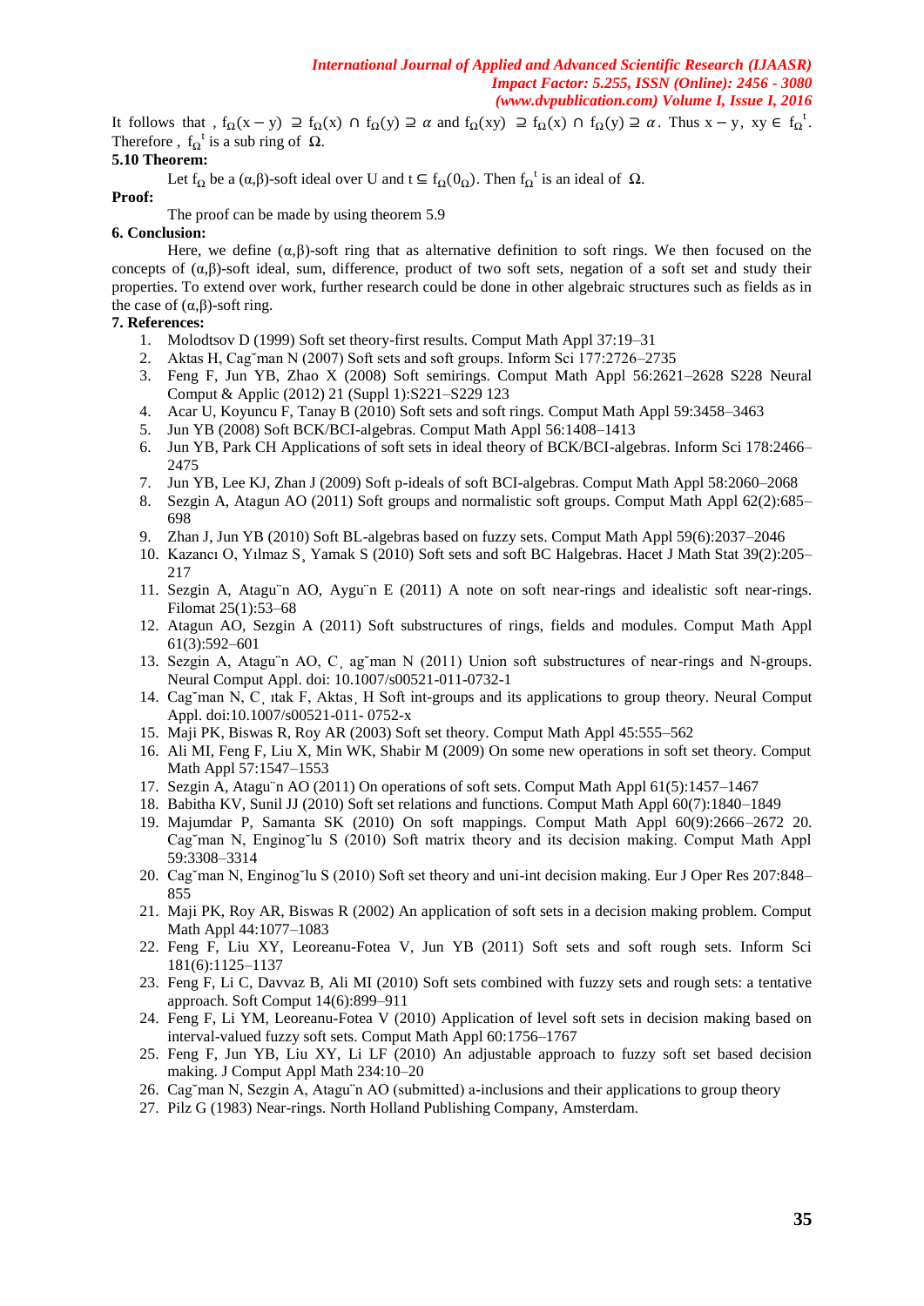It follows that , $f_\Omega(x-y) \supseteq f_\Omega(x) \cap f_\Omega(y) \supseteq \alpha$ and $f_\Omega(xy) \supseteq f_\Omega(x) \cap f_\Omega(y) \supseteq \alpha$. Thus $x-y,\ xy \in f_\Omega^{\ t}$. Therefore , $f_\Omega^{\ t}$ is a sub ring of $\Omega$.

**5.10 Theorem:**

Let $f_\Omega$ be a $(\alpha,\beta)$-soft ideal over U and $t \subseteq f_\Omega(0_\Omega)$. Then $f_\Omega^{\ t}$ is an ideal of $\Omega$.

**Proof:**

The proof can be made by using theorem 5.9

**6. Conclusion:**

Here, we define $(\alpha,\beta)$-soft ring that as alternative definition to soft rings. We then focused on the concepts of $(\alpha,\beta)$-soft ideal, sum, difference, product of two soft sets, negation of a soft set and study their properties. To extend over work, further research could be done in other algebraic structures such as fields as in the case of $(\alpha,\beta)$-soft ring.

**7. References:**

1. Molodtsov D (1999) Soft set theory-first results. Comput Math Appl 37:19–31
2. Aktas H, Cag˘man N (2007) Soft sets and soft groups. Inform Sci 177:2726–2735
3. Feng F, Jun YB, Zhao X (2008) Soft semirings. Comput Math Appl 56:2621–2628 S228 Neural Comput & Applic (2012) 21 (Suppl 1):S221–S229 123
4. Acar U, Koyuncu F, Tanay B (2010) Soft sets and soft rings. Comput Math Appl 59:3458–3463
5. Jun YB (2008) Soft BCK/BCI-algebras. Comput Math Appl 56:1408–1413
6. Jun YB, Park CH Applications of soft sets in ideal theory of BCK/BCI-algebras. Inform Sci 178:2466–2475
7. Jun YB, Lee KJ, Zhan J (2009) Soft p-ideals of soft BCI-algebras. Comput Math Appl 58:2060–2068
8. Sezgin A, Atagun AO (2011) Soft groups and normalistic soft groups. Comput Math Appl 62(2):685–698
9. Zhan J, Jun YB (2010) Soft BL-algebras based on fuzzy sets. Comput Math Appl 59(6):2037–2046
10. Kazancı O, Yılmaz S¸ Yamak S (2010) Soft sets and soft BC Halgebras. Hacet J Math Stat 39(2):205–217
11. Sezgin A, Atagu¨n AO, Aygu¨n E (2011) A note on soft near-rings and idealistic soft near-rings. Filomat 25(1):53–68
12. Atagun AO, Sezgin A (2011) Soft substructures of rings, fields and modules. Comput Math Appl 61(3):592–601
13. Sezgin A, Atagu¨n AO, C¸ ag˘man N (2011) Union soft substructures of near-rings and N-groups. Neural Comput Appl. doi: 10.1007/s00521-011-0732-1
14. Cag˘man N, C¸ ıtak F, Aktas¸ H Soft int-groups and its applications to group theory. Neural Comput Appl. doi:10.1007/s00521-011- 0752-x
15. Maji PK, Biswas R, Roy AR (2003) Soft set theory. Comput Math Appl 45:555–562
16. Ali MI, Feng F, Liu X, Min WK, Shabir M (2009) On some new operations in soft set theory. Comput Math Appl 57:1547–1553
17. Sezgin A, Atagu¨n AO (2011) On operations of soft sets. Comput Math Appl 61(5):1457–1467
18. Babitha KV, Sunil JJ (2010) Soft set relations and functions. Comput Math Appl 60(7):1840–1849
19. Majumdar P, Samanta SK (2010) On soft mappings. Comput Math Appl 60(9):2666–2672 20. Cag˘man N, Enginog˘lu S (2010) Soft matrix theory and its decision making. Comput Math Appl 59:3308–3314
20. Cag˘man N, Enginog˘lu S (2010) Soft set theory and uni-int decision making. Eur J Oper Res 207:848–855
21. Maji PK, Roy AR, Biswas R (2002) An application of soft sets in a decision making problem. Comput Math Appl 44:1077–1083
22. Feng F, Liu XY, Leoreanu-Fotea V, Jun YB (2011) Soft sets and soft rough sets. Inform Sci 181(6):1125–1137
23. Feng F, Li C, Davvaz B, Ali MI (2010) Soft sets combined with fuzzy sets and rough sets: a tentative approach. Soft Comput 14(6):899–911
24. Feng F, Li YM, Leoreanu-Fotea V (2010) Application of level soft sets in decision making based on interval-valued fuzzy soft sets. Comput Math Appl 60:1756–1767
25. Feng F, Jun YB, Liu XY, Li LF (2010) An adjustable approach to fuzzy soft set based decision making. J Comput Appl Math 234:10–20
26. Cag˘man N, Sezgin A, Atagu¨n AO (submitted) a-inclusions and their applications to group theory
27. Pilz G (1983) Near-rings. North Holland Publishing Company, Amsterdam.